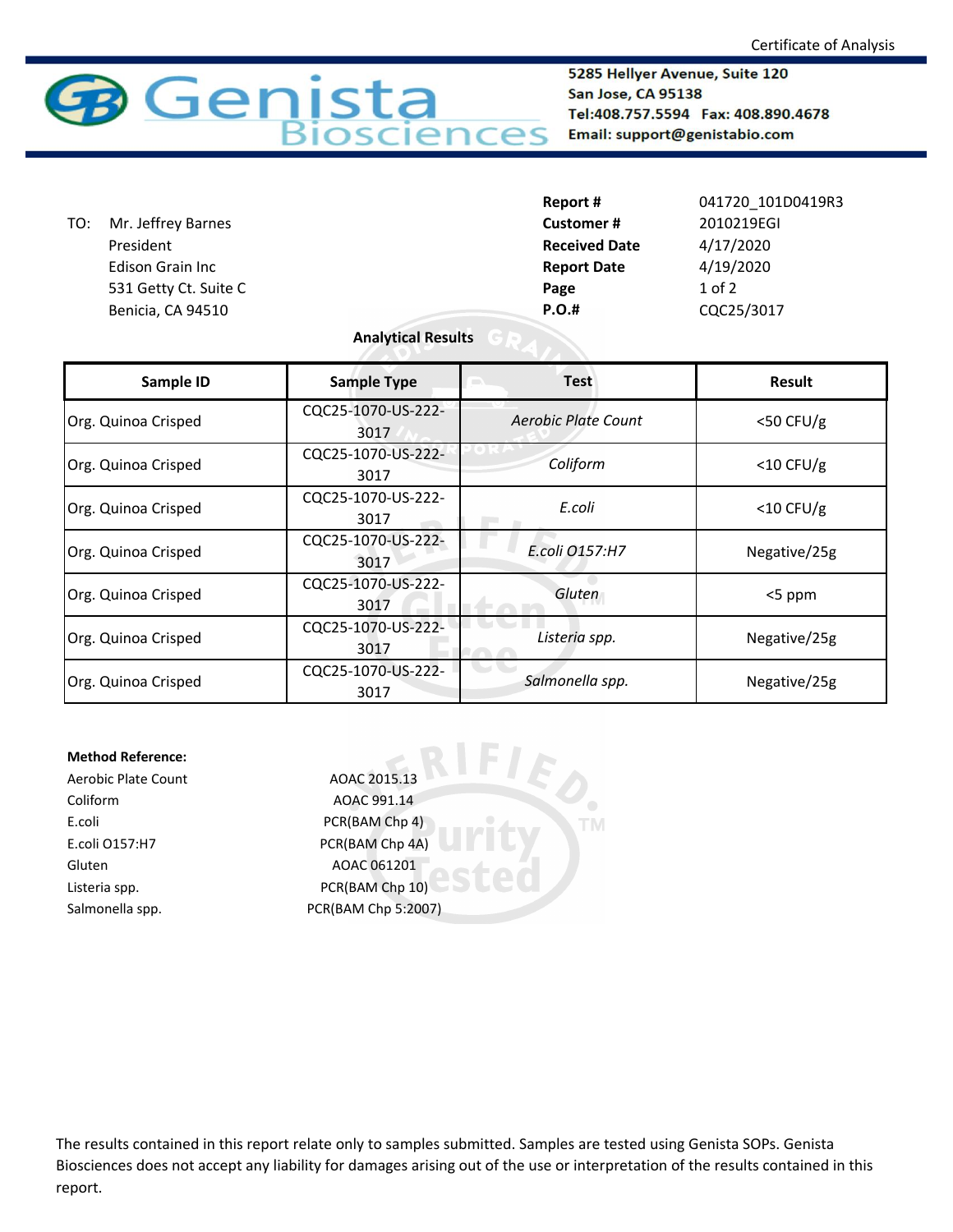Certificate of Analysis

# Genista Biosciences

5285 Hellyer Avenue, Suite 120
San Jose, CA 95138
Tel:408.757.5594 Fax: 408.890.4678
Email: support@genistabio.com

TO: Mr. Jeffrey Barnes
President
Edison Grain Inc
531 Getty Ct. Suite C
Benicia, CA 94510

**Report #** 041720_101D0419R3
**Customer #** 2010219EGI
**Received Date** 4/17/2020
**Report Date** 4/19/2020
**Page** 1 of 2
**P.O.#** CQC25/3017

**Analytical Results**

| Sample ID | Sample Type | Test | Result |
|---|---|---|---|
| Org. Quinoa Crisped | CQC25-1070-US-222-3017 | *Aerobic Plate Count* | <50 CFU/g |
| Org. Quinoa Crisped | CQC25-1070-US-222-3017 | *Coliform* | <10 CFU/g |
| Org. Quinoa Crisped | CQC25-1070-US-222-3017 | *E.coli* | <10 CFU/g |
| Org. Quinoa Crisped | CQC25-1070-US-222-3017 | *E.coli O157:H7* | Negative/25g |
| Org. Quinoa Crisped | CQC25-1070-US-222-3017 | *Gluten* | <5 ppm |
| Org. Quinoa Crisped | CQC25-1070-US-222-3017 | *Listeria spp.* | Negative/25g |
| Org. Quinoa Crisped | CQC25-1070-US-222-3017 | *Salmonella spp.* | Negative/25g |

**Method Reference:**

| | |
|---|---|
| Aerobic Plate Count | AOAC 2015.13 |
| Coliform | AOAC 991.14 |
| E.coli | PCR(BAM Chp 4) |
| E.coli O157:H7 | PCR(BAM Chp 4A) |
| Gluten | AOAC 061201 |
| Listeria spp. | PCR(BAM Chp 10) |
| Salmonella spp. | PCR(BAM Chp 5:2007) |

The results contained in this report relate only to samples submitted. Samples are tested using Genista SOPs. Genista Biosciences does not accept any liability for damages arising out of the use or interpretation of the results contained in this report.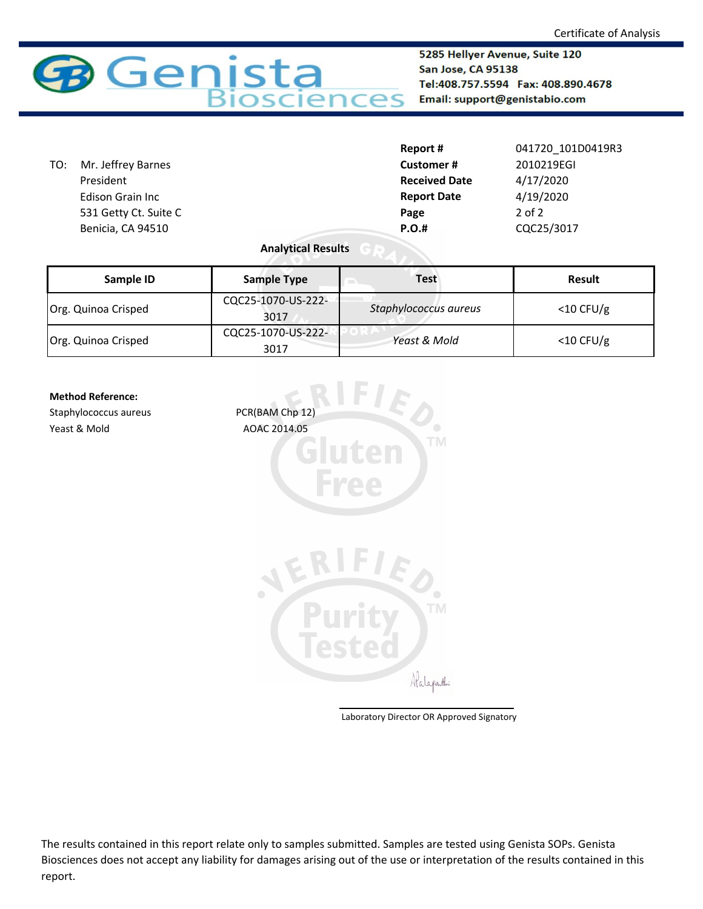Certificate of Analysis

**Genista Biosciences**

**5285 Hellyer Avenue, Suite 120**
**San Jose, CA 95138**
**Tel:408.757.5594 Fax: 408.890.4678**
**Email: support@genistabio.com**

TO: Mr. Jeffrey Barnes
President
Edison Grain Inc
531 Getty Ct. Suite C
Benicia, CA 94510

| | |
|---|---|
| **Report #** | 041720_101D0419R3 |
| **Customer #** | 2010219EGI |
| **Received Date** | 4/17/2020 |
| **Report Date** | 4/19/2020 |
| **Page** | 2 of 2 |
| **P.O.#** | CQC25/3017 |

**Analytical Results**

| Sample ID | Sample Type | Test | Result |
|---|---|---|---|
| Org. Quinoa Crisped | CQC25-1070-US-222-3017 | *Staphylococcus aureus* | <10 CFU/g |
| Org. Quinoa Crisped | CQC25-1070-US-222-3017 | *Yeast & Mold* | <10 CFU/g |

**Method Reference:**

| | |
|---|---|
| Staphylococcus aureus | PCR(BAM Chp 12) |
| Yeast & Mold | AOAC 2014.05 |

Laboratory Director OR Approved Signatory

The results contained in this report relate only to samples submitted. Samples are tested using Genista SOPs. Genista Biosciences does not accept any liability for damages arising out of the use or interpretation of the results contained in this report.